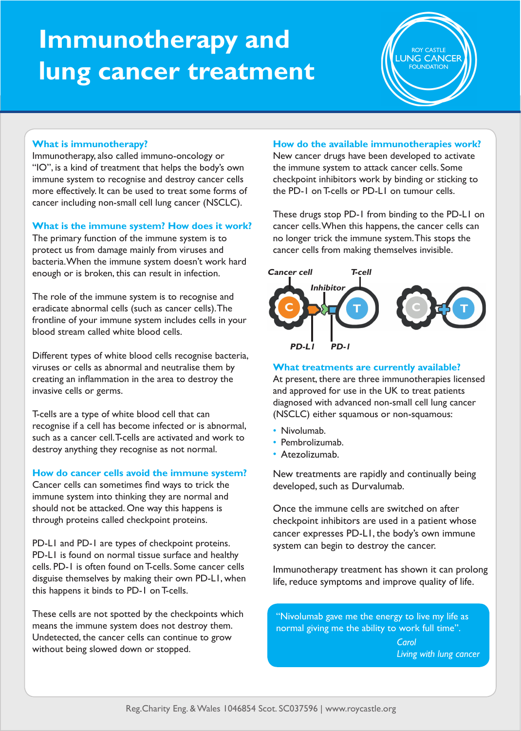# Immunotherapy and lung cancer treatment

ROY CASTLE LUNG CANCER FOUNDATION

### What is immunotherapy?

Immunotherapy, also called immuno-oncology or "IO", is a kind of treatment that helps the body's own immune system to recognise and destroy cancer cells more effectively. It can be used to treat some forms of cancer including non-small cell lung cancer (NSCLC).

### What is the immune system? How does it work?

The primary function of the immune system is to protect us from damage mainly from viruses and bacteria. When the immune system doesn't work hard enough or is broken, this can result in infection.

The role of the immune system is to recognise and eradicate abnormal cells (such as cancer cells). The frontline of your immune system includes cells in your blood stream called white blood cells.

Different types of white blood cells recognise bacteria, viruses or cells as abnormal and neutralise them by creating an inflammation in the area to destroy the invasive cells or germs.

T-cells are a type of white blood cell that can recognise if a cell has become infected or is abnormal, such as a cancer cell. T-cells are activated and work to destroy anything they recognise as not normal.

### How do cancer cells avoid the immune system?

Cancer cells can sometimes find ways to trick the immune system into thinking they are normal and should not be attacked. One way this happens is through proteins called checkpoint proteins.

PD-L1 and PD-1 are types of checkpoint proteins. PD-L1 is found on normal tissue surface and healthy cells. PD-1 is often found on T-cells. Some cancer cells disguise themselves by making their own PD-L1, when this happens it binds to PD-1 on T-cells.

These cells are not spotted by the checkpoints which means the immune system does not destroy them. Undetected, the cancer cells can continue to grow without being slowed down or stopped.

### How do the available immunotherapies work?

New cancer drugs have been developed to activate the immune system to attack cancer cells. Some checkpoint inhibitors work by binding or sticking to the PD-1 on T-cells or PD-L1 on tumour cells.

These drugs stop PD-1 from binding to the PD-L1 on cancer cells. When this happens, the cancer cells can no longer trick the immune system. This stops the cancer cells from making themselves invisible.

*Cancer cell* *T-cell* *Inhibitor* *PD-L1* *PD-1*

### What treatments are currently available?

At present, there are three immunotherapies licensed and approved for use in the UK to treat patients diagnosed with advanced non-small cell lung cancer (NSCLC) either squamous or non-squamous:

- Nivolumab.
- Pembrolizumab.
- Atezolizumab.

New treatments are rapidly and continually being developed, such as Durvalumab.

Once the immune cells are switched on after checkpoint inhibitors are used in a patient whose cancer expresses PD-L1, the body's own immune system can begin to destroy the cancer.

Immunotherapy treatment has shown it can prolong life, reduce symptoms and improve quality of life.

> "Nivolumab gave me the energy to live my life as normal giving me the ability to work full time".
>
> *Carol*
> *Living with lung cancer*

Reg.Charity Eng. & Wales 1046854 Scot. SC037596 | www.roycastle.org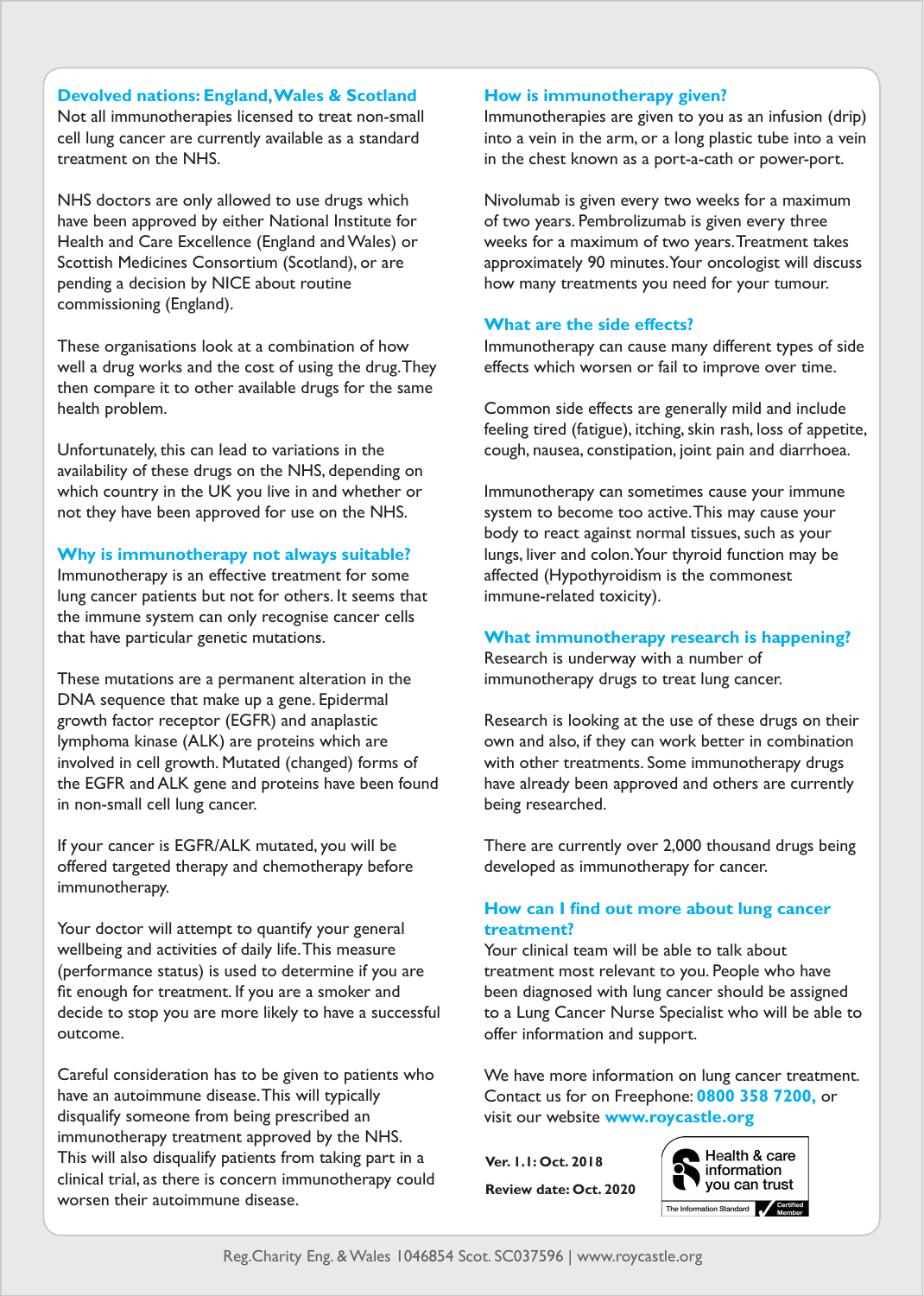## Devolved nations: England, Wales & Scotland

Not all immunotherapies licensed to treat non-small cell lung cancer are currently available as a standard treatment on the NHS.

NHS doctors are only allowed to use drugs which have been approved by either National Institute for Health and Care Excellence (England and Wales) or Scottish Medicines Consortium (Scotland), or are pending a decision by NICE about routine commissioning (England).

These organisations look at a combination of how well a drug works and the cost of using the drug. They then compare it to other available drugs for the same health problem.

Unfortunately, this can lead to variations in the availability of these drugs on the NHS, depending on which country in the UK you live in and whether or not they have been approved for use on the NHS.

## Why is immunotherapy not always suitable?

Immunotherapy is an effective treatment for some lung cancer patients but not for others. It seems that the immune system can only recognise cancer cells that have particular genetic mutations.

These mutations are a permanent alteration in the DNA sequence that make up a gene. Epidermal growth factor receptor (EGFR) and anaplastic lymphoma kinase (ALK) are proteins which are involved in cell growth. Mutated (changed) forms of the EGFR and ALK gene and proteins have been found in non-small cell lung cancer.

If your cancer is EGFR/ALK mutated, you will be offered targeted therapy and chemotherapy before immunotherapy.

Your doctor will attempt to quantify your general wellbeing and activities of daily life. This measure (performance status) is used to determine if you are fit enough for treatment. If you are a smoker and decide to stop you are more likely to have a successful outcome.

Careful consideration has to be given to patients who have an autoimmune disease. This will typically disqualify someone from being prescribed an immunotherapy treatment approved by the NHS. This will also disqualify patients from taking part in a clinical trial, as there is concern immunotherapy could worsen their autoimmune disease.

## How is immunotherapy given?

Immunotherapies are given to you as an infusion (drip) into a vein in the arm, or a long plastic tube into a vein in the chest known as a port-a-cath or power-port.

Nivolumab is given every two weeks for a maximum of two years. Pembrolizumab is given every three weeks for a maximum of two years. Treatment takes approximately 90 minutes. Your oncologist will discuss how many treatments you need for your tumour.

## What are the side effects?

Immunotherapy can cause many different types of side effects which worsen or fail to improve over time.

Common side effects are generally mild and include feeling tired (fatigue), itching, skin rash, loss of appetite, cough, nausea, constipation, joint pain and diarrhoea.

Immunotherapy can sometimes cause your immune system to become too active. This may cause your body to react against normal tissues, such as your lungs, liver and colon. Your thyroid function may be affected (Hypothyroidism is the commonest immune-related toxicity).

## What immunotherapy research is happening?

Research is underway with a number of immunotherapy drugs to treat lung cancer.

Research is looking at the use of these drugs on their own and also, if they can work better in combination with other treatments. Some immunotherapy drugs have already been approved and others are currently being researched.

There are currently over 2,000 thousand drugs being developed as immunotherapy for cancer.

## How can I find out more about lung cancer treatment?

Your clinical team will be able to talk about treatment most relevant to you. People who have been diagnosed with lung cancer should be assigned to a Lung Cancer Nurse Specialist who will be able to offer information and support.

We have more information on lung cancer treatment. Contact us for on Freephone: **0800 358 7200,** or visit our website **www.roycastle.org**

**Ver. 1.1: Oct. 2018**

**Review date: Oct. 2020**

Health & care information you can trust

The Information Standard — Certified Member

Reg.Charity Eng. & Wales 1046854 Scot. SC037596 | www.roycastle.org